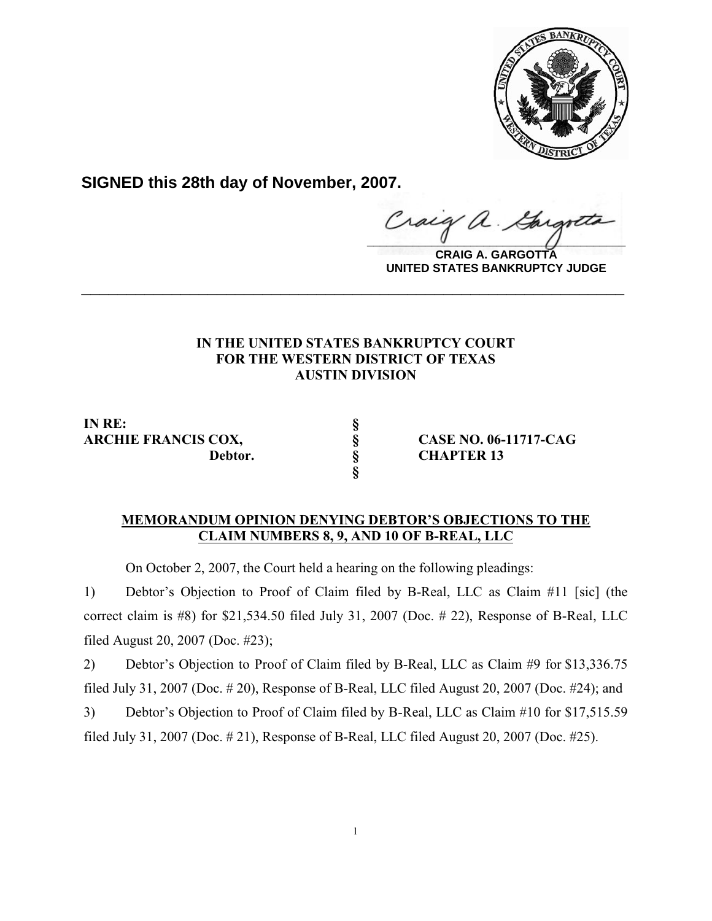**SIGNED this 28th day of November, 2007.**

**CRAIG A. GARGOTTA**
**UNITED STATES BANKRUPTCY JUDGE**

---

**IN THE UNITED STATES BANKRUPTCY COURT**
**FOR THE WESTERN DISTRICT OF TEXAS**
**AUSTIN DIVISION**

| | | |
|---|---|---|
| **IN RE:** | **§** | |
| **ARCHIE FRANCIS COX,** | **§** | **CASE NO. 06-11717-CAG** |
| **Debtor.** | **§** | **CHAPTER 13** |
| | **§** | |

**MEMORANDUM OPINION DENYING DEBTOR'S OBJECTIONS TO THE CLAIM NUMBERS 8, 9, AND 10 OF B-REAL, LLC**

On October 2, 2007, the Court held a hearing on the following pleadings:

1) Debtor's Objection to Proof of Claim filed by B-Real, LLC as Claim #11 [sic] (the correct claim is #8) for $21,534.50 filed July 31, 2007 (Doc. # 22), Response of B-Real, LLC filed August 20, 2007 (Doc. #23);

2) Debtor's Objection to Proof of Claim filed by B-Real, LLC as Claim #9 for $13,336.75 filed July 31, 2007 (Doc. # 20), Response of B-Real, LLC filed August 20, 2007 (Doc. #24); and

3) Debtor's Objection to Proof of Claim filed by B-Real, LLC as Claim #10 for $17,515.59 filed July 31, 2007 (Doc. # 21), Response of B-Real, LLC filed August 20, 2007 (Doc. #25).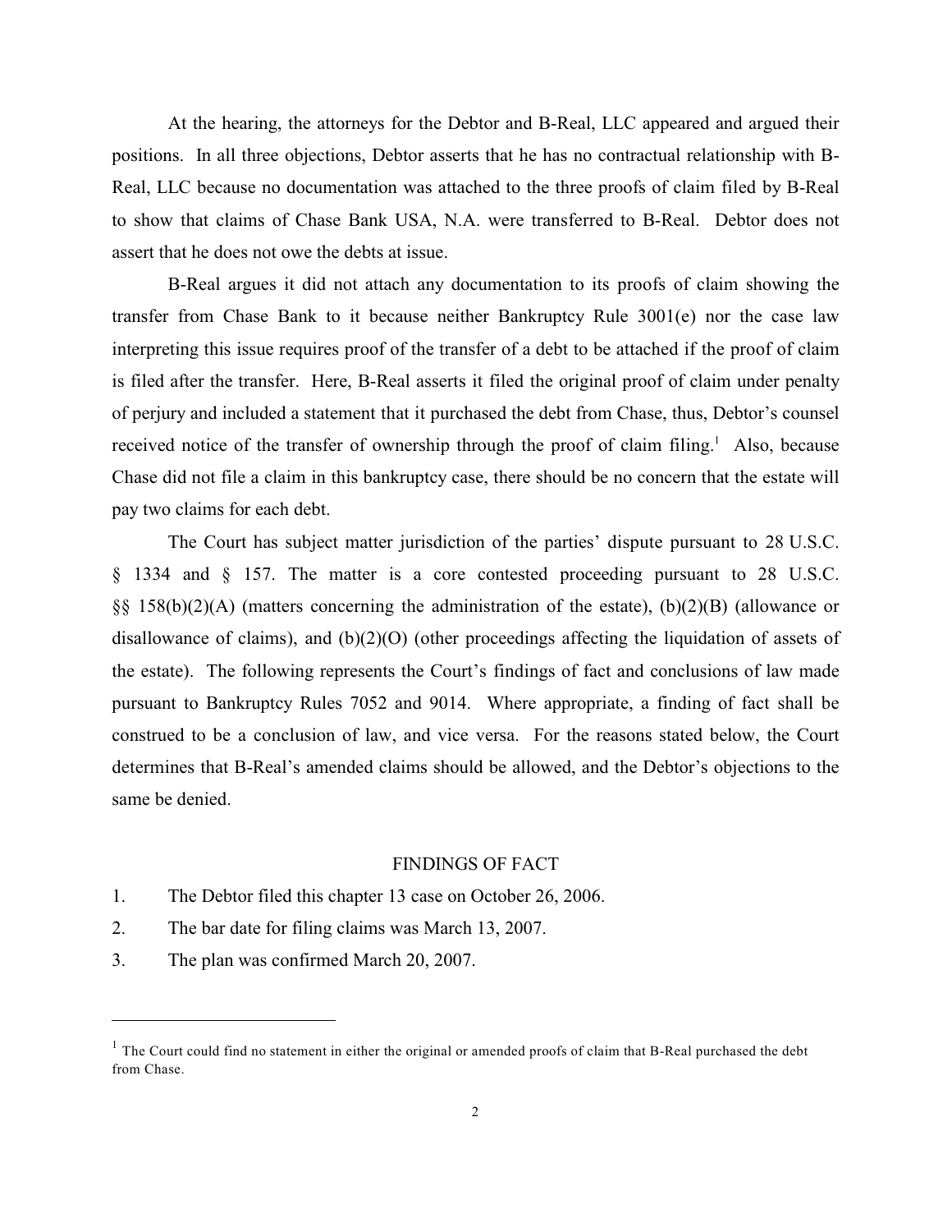At the hearing, the attorneys for the Debtor and B-Real, LLC appeared and argued their positions. In all three objections, Debtor asserts that he has no contractual relationship with B-Real, LLC because no documentation was attached to the three proofs of claim filed by B-Real to show that claims of Chase Bank USA, N.A. were transferred to B-Real. Debtor does not assert that he does not owe the debts at issue.

B-Real argues it did not attach any documentation to its proofs of claim showing the transfer from Chase Bank to it because neither Bankruptcy Rule 3001(e) nor the case law interpreting this issue requires proof of the transfer of a debt to be attached if the proof of claim is filed after the transfer. Here, B-Real asserts it filed the original proof of claim under penalty of perjury and included a statement that it purchased the debt from Chase, thus, Debtor's counsel received notice of the transfer of ownership through the proof of claim filing.[1] Also, because Chase did not file a claim in this bankruptcy case, there should be no concern that the estate will pay two claims for each debt.

The Court has subject matter jurisdiction of the parties' dispute pursuant to 28 U.S.C. § 1334 and § 157. The matter is a core contested proceeding pursuant to 28 U.S.C. §§ 158(b)(2)(A) (matters concerning the administration of the estate), (b)(2)(B) (allowance or disallowance of claims), and (b)(2)(O) (other proceedings affecting the liquidation of assets of the estate). The following represents the Court's findings of fact and conclusions of law made pursuant to Bankruptcy Rules 7052 and 9014. Where appropriate, a finding of fact shall be construed to be a conclusion of law, and vice versa. For the reasons stated below, the Court determines that B-Real's amended claims should be allowed, and the Debtor's objections to the same be denied.

## FINDINGS OF FACT

1. The Debtor filed this chapter 13 case on October 26, 2006.
2. The bar date for filing claims was March 13, 2007.
3. The plan was confirmed March 20, 2007.

---

[1] The Court could find no statement in either the original or amended proofs of claim that B-Real purchased the debt from Chase.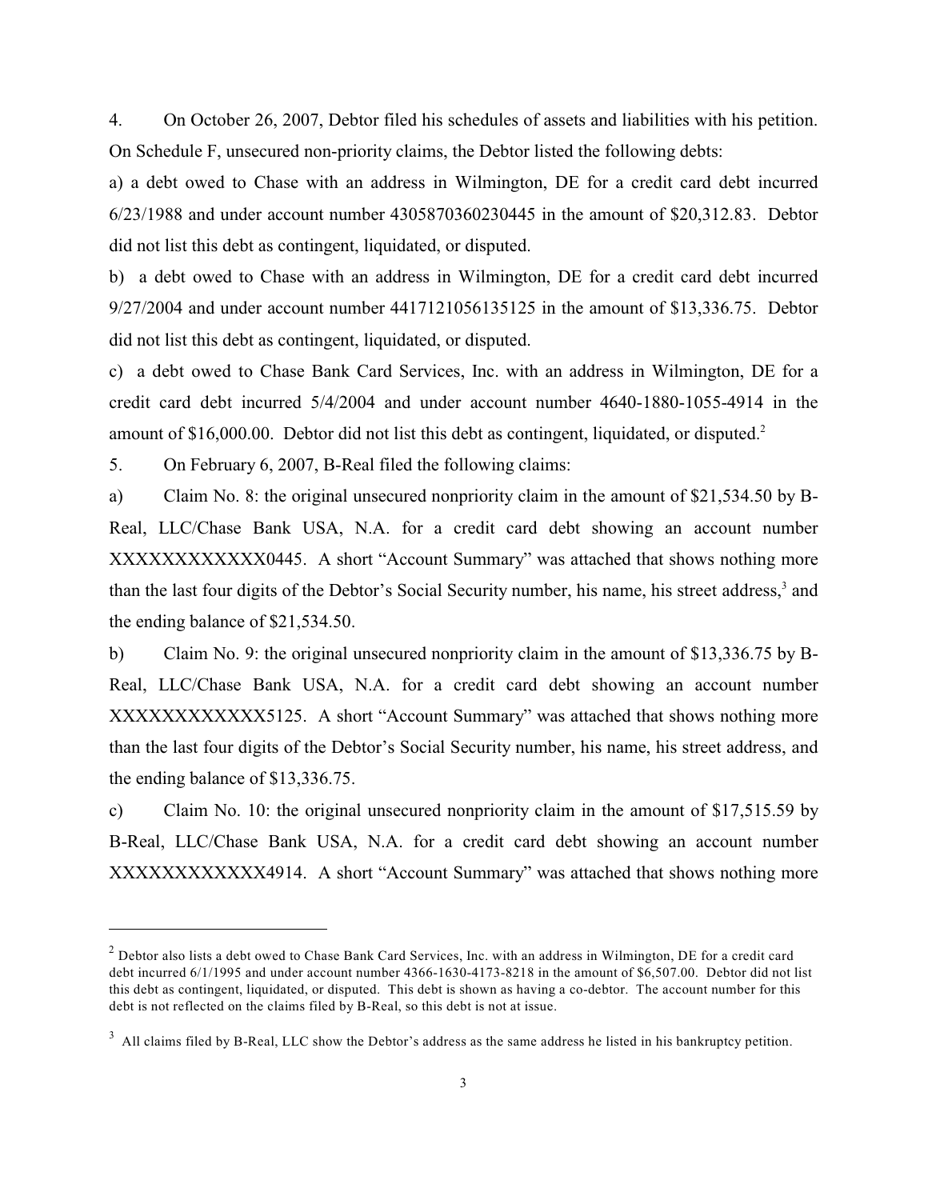4. On October 26, 2007, Debtor filed his schedules of assets and liabilities with his petition. On Schedule F, unsecured non-priority claims, the Debtor listed the following debts:

a) a debt owed to Chase with an address in Wilmington, DE for a credit card debt incurred 6/23/1988 and under account number 4305870360230445 in the amount of $20,312.83. Debtor did not list this debt as contingent, liquidated, or disputed.

b) a debt owed to Chase with an address in Wilmington, DE for a credit card debt incurred 9/27/2004 and under account number 4417121056135125 in the amount of $13,336.75. Debtor did not list this debt as contingent, liquidated, or disputed.

c) a debt owed to Chase Bank Card Services, Inc. with an address in Wilmington, DE for a credit card debt incurred 5/4/2004 and under account number 4640-1880-1055-4914 in the amount of $16,000.00. Debtor did not list this debt as contingent, liquidated, or disputed.[2]

5. On February 6, 2007, B-Real filed the following claims:

a) Claim No. 8: the original unsecured nonpriority claim in the amount of $21,534.50 by B-Real, LLC/Chase Bank USA, N.A. for a credit card debt showing an account number XXXXXXXXXXXX0445. A short "Account Summary" was attached that shows nothing more than the last four digits of the Debtor's Social Security number, his name, his street address,[3] and the ending balance of $21,534.50.

b) Claim No. 9: the original unsecured nonpriority claim in the amount of $13,336.75 by B-Real, LLC/Chase Bank USA, N.A. for a credit card debt showing an account number XXXXXXXXXXXX5125. A short "Account Summary" was attached that shows nothing more than the last four digits of the Debtor's Social Security number, his name, his street address, and the ending balance of $13,336.75.

c) Claim No. 10: the original unsecured nonpriority claim in the amount of $17,515.59 by B-Real, LLC/Chase Bank USA, N.A. for a credit card debt showing an account number XXXXXXXXXXXX4914. A short "Account Summary" was attached that shows nothing more

---

[2] Debtor also lists a debt owed to Chase Bank Card Services, Inc. with an address in Wilmington, DE for a credit card debt incurred 6/1/1995 and under account number 4366-1630-4173-8218 in the amount of $6,507.00. Debtor did not list this debt as contingent, liquidated, or disputed. This debt is shown as having a co-debtor. The account number for this debt is not reflected on the claims filed by B-Real, so this debt is not at issue.

[3] All claims filed by B-Real, LLC show the Debtor's address as the same address he listed in his bankruptcy petition.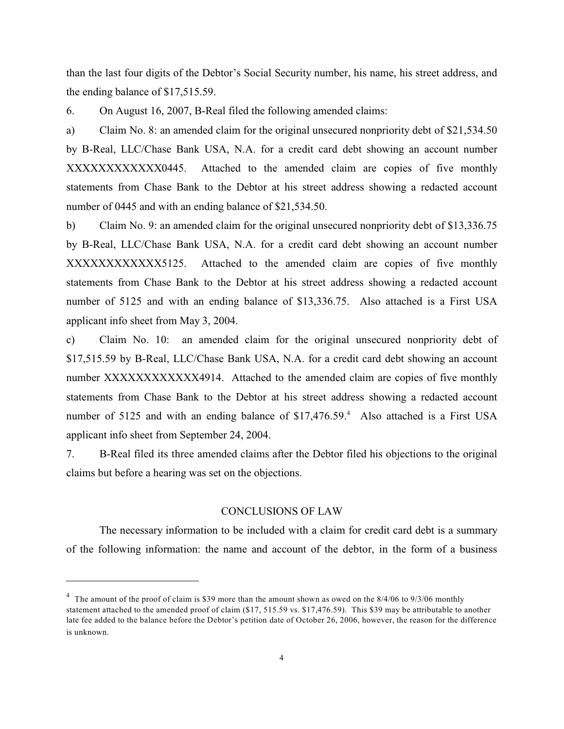than the last four digits of the Debtor's Social Security number, his name, his street address, and the ending balance of $17,515.59.

6. On August 16, 2007, B-Real filed the following amended claims:

a) Claim No. 8: an amended claim for the original unsecured nonpriority debt of $21,534.50 by B-Real, LLC/Chase Bank USA, N.A. for a credit card debt showing an account number XXXXXXXXXXXX0445. Attached to the amended claim are copies of five monthly statements from Chase Bank to the Debtor at his street address showing a redacted account number of 0445 and with an ending balance of $21,534.50.

b) Claim No. 9: an amended claim for the original unsecured nonpriority debt of $13,336.75 by B-Real, LLC/Chase Bank USA, N.A. for a credit card debt showing an account number XXXXXXXXXXXX5125. Attached to the amended claim are copies of five monthly statements from Chase Bank to the Debtor at his street address showing a redacted account number of 5125 and with an ending balance of $13,336.75. Also attached is a First USA applicant info sheet from May 3, 2004.

c) Claim No. 10: an amended claim for the original unsecured nonpriority debt of $17,515.59 by B-Real, LLC/Chase Bank USA, N.A. for a credit card debt showing an account number XXXXXXXXXXXX4914. Attached to the amended claim are copies of five monthly statements from Chase Bank to the Debtor at his street address showing a redacted account number of 5125 and with an ending balance of $17,476.59.[4] Also attached is a First USA applicant info sheet from September 24, 2004.

7. B-Real filed its three amended claims after the Debtor filed his objections to the original claims but before a hearing was set on the objections.

## CONCLUSIONS OF LAW

The necessary information to be included with a claim for credit card debt is a summary of the following information: the name and account of the debtor, in the form of a business

---

[4] The amount of the proof of claim is $39 more than the amount shown as owed on the 8/4/06 to 9/3/06 monthly statement attached to the amended proof of claim ($17, 515.59 vs. $17,476.59). This $39 may be attributable to another late fee added to the balance before the Debtor's petition date of October 26, 2006, however, the reason for the difference is unknown.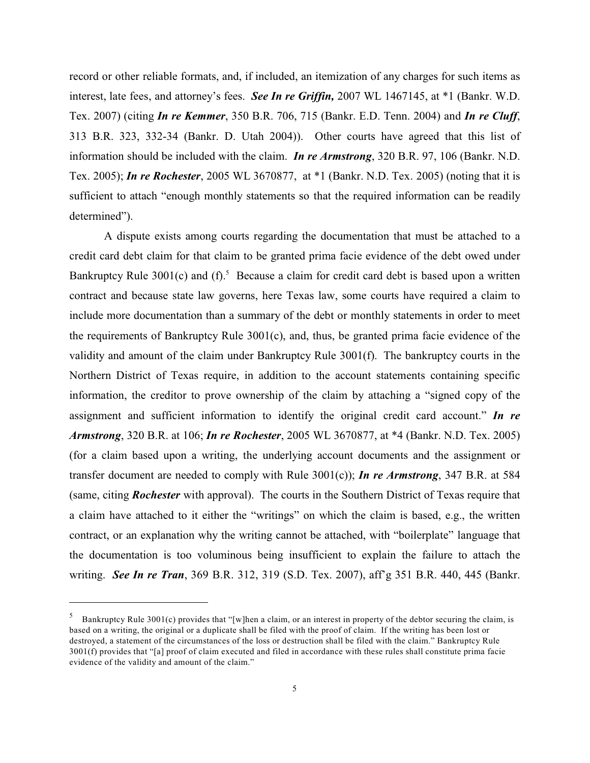record or other reliable formats, and, if included, an itemization of any charges for such items as interest, late fees, and attorney's fees. ***See In re Griffin,*** 2007 WL 1467145, at *1 (Bankr. W.D. Tex. 2007) (citing ***In re Kemmer***, 350 B.R. 706, 715 (Bankr. E.D. Tenn. 2004) and ***In re Cluff***, 313 B.R. 323, 332-34 (Bankr. D. Utah 2004)). Other courts have agreed that this list of information should be included with the claim. ***In re Armstrong***, 320 B.R. 97, 106 (Bankr. N.D. Tex. 2005); ***In re Rochester***, 2005 WL 3670877, at *1 (Bankr. N.D. Tex. 2005) (noting that it is sufficient to attach "enough monthly statements so that the required information can be readily determined").

A dispute exists among courts regarding the documentation that must be attached to a credit card debt claim for that claim to be granted prima facie evidence of the debt owed under Bankruptcy Rule 3001(c) and (f).[5] Because a claim for credit card debt is based upon a written contract and because state law governs, here Texas law, some courts have required a claim to include more documentation than a summary of the debt or monthly statements in order to meet the requirements of Bankruptcy Rule 3001(c), and, thus, be granted prima facie evidence of the validity and amount of the claim under Bankruptcy Rule 3001(f). The bankruptcy courts in the Northern District of Texas require, in addition to the account statements containing specific information, the creditor to prove ownership of the claim by attaching a "signed copy of the assignment and sufficient information to identify the original credit card account." ***In re Armstrong***, 320 B.R. at 106; ***In re Rochester***, 2005 WL 3670877, at *4 (Bankr. N.D. Tex. 2005) (for a claim based upon a writing, the underlying account documents and the assignment or transfer document are needed to comply with Rule 3001(c)); ***In re Armstrong***, 347 B.R. at 584 (same, citing ***Rochester*** with approval). The courts in the Southern District of Texas require that a claim have attached to it either the "writings" on which the claim is based, e.g., the written contract, or an explanation why the writing cannot be attached, with "boilerplate" language that the documentation is too voluminous being insufficient to explain the failure to attach the writing. ***See In re Tran***, 369 B.R. 312, 319 (S.D. Tex. 2007), aff'g 351 B.R. 440, 445 (Bankr.

---

[5] Bankruptcy Rule 3001(c) provides that "[w]hen a claim, or an interest in property of the debtor securing the claim, is based on a writing, the original or a duplicate shall be filed with the proof of claim. If the writing has been lost or destroyed, a statement of the circumstances of the loss or destruction shall be filed with the claim." Bankruptcy Rule 3001(f) provides that "[a] proof of claim executed and filed in accordance with these rules shall constitute prima facie evidence of the validity and amount of the claim."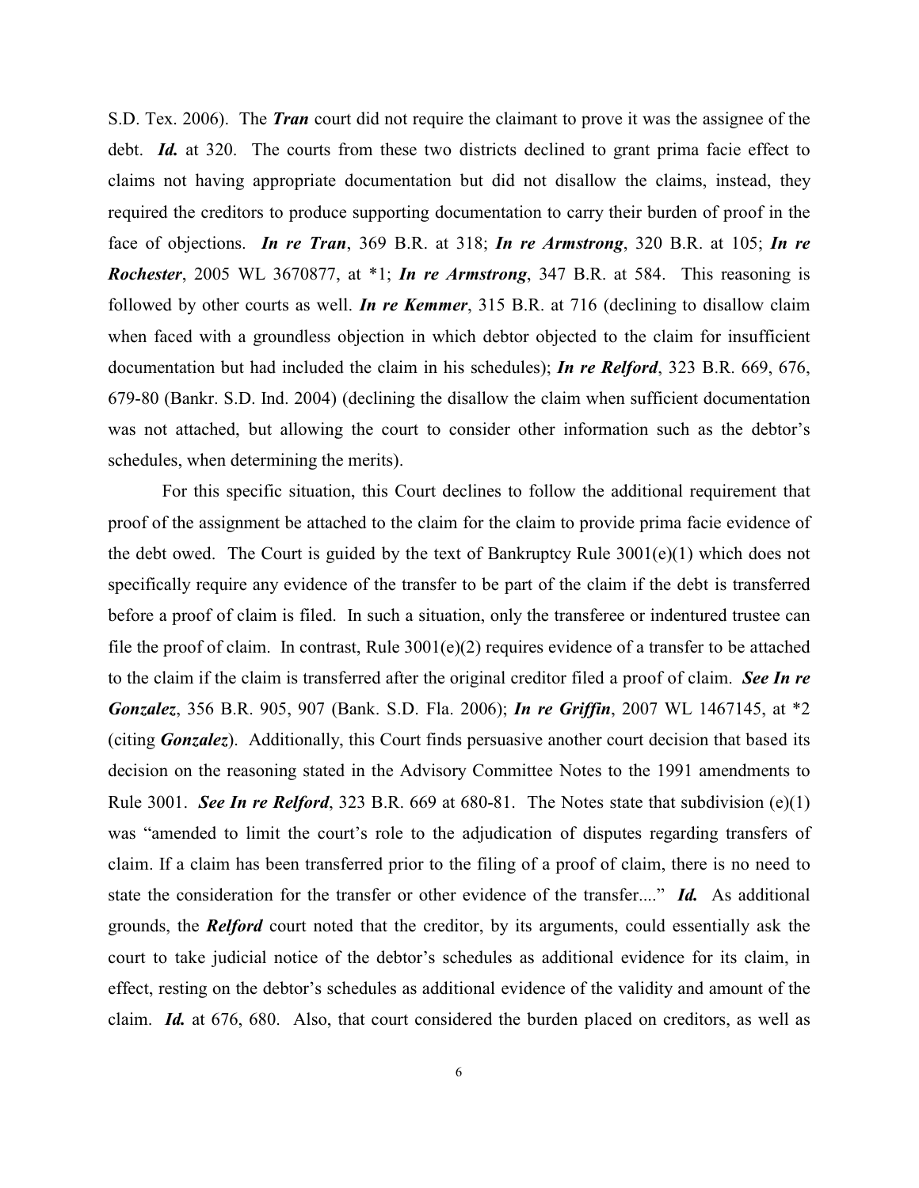S.D. Tex. 2006). The ***Tran*** court did not require the claimant to prove it was the assignee of the debt. ***Id.*** at 320. The courts from these two districts declined to grant prima facie effect to claims not having appropriate documentation but did not disallow the claims, instead, they required the creditors to produce supporting documentation to carry their burden of proof in the face of objections. ***In re Tran***, 369 B.R. at 318; ***In re Armstrong***, 320 B.R. at 105; ***In re Rochester***, 2005 WL 3670877, at *1; ***In re Armstrong***, 347 B.R. at 584. This reasoning is followed by other courts as well. ***In re Kemmer***, 315 B.R. at 716 (declining to disallow claim when faced with a groundless objection in which debtor objected to the claim for insufficient documentation but had included the claim in his schedules); ***In re Relford***, 323 B.R. 669, 676, 679-80 (Bankr. S.D. Ind. 2004) (declining the disallow the claim when sufficient documentation was not attached, but allowing the court to consider other information such as the debtor's schedules, when determining the merits).

For this specific situation, this Court declines to follow the additional requirement that proof of the assignment be attached to the claim for the claim to provide prima facie evidence of the debt owed. The Court is guided by the text of Bankruptcy Rule 3001(e)(1) which does not specifically require any evidence of the transfer to be part of the claim if the debt is transferred before a proof of claim is filed. In such a situation, only the transferee or indentured trustee can file the proof of claim. In contrast, Rule 3001(e)(2) requires evidence of a transfer to be attached to the claim if the claim is transferred after the original creditor filed a proof of claim. ***See In re Gonzalez***, 356 B.R. 905, 907 (Bank. S.D. Fla. 2006); ***In re Griffin***, 2007 WL 1467145, at *2 (citing ***Gonzalez***). Additionally, this Court finds persuasive another court decision that based its decision on the reasoning stated in the Advisory Committee Notes to the 1991 amendments to Rule 3001. ***See In re Relford***, 323 B.R. 669 at 680-81. The Notes state that subdivision (e)(1) was "amended to limit the court's role to the adjudication of disputes regarding transfers of claim. If a claim has been transferred prior to the filing of a proof of claim, there is no need to state the consideration for the transfer or other evidence of the transfer...." ***Id.*** As additional grounds, the ***Relford*** court noted that the creditor, by its arguments, could essentially ask the court to take judicial notice of the debtor's schedules as additional evidence for its claim, in effect, resting on the debtor's schedules as additional evidence of the validity and amount of the claim. ***Id.*** at 676, 680. Also, that court considered the burden placed on creditors, as well as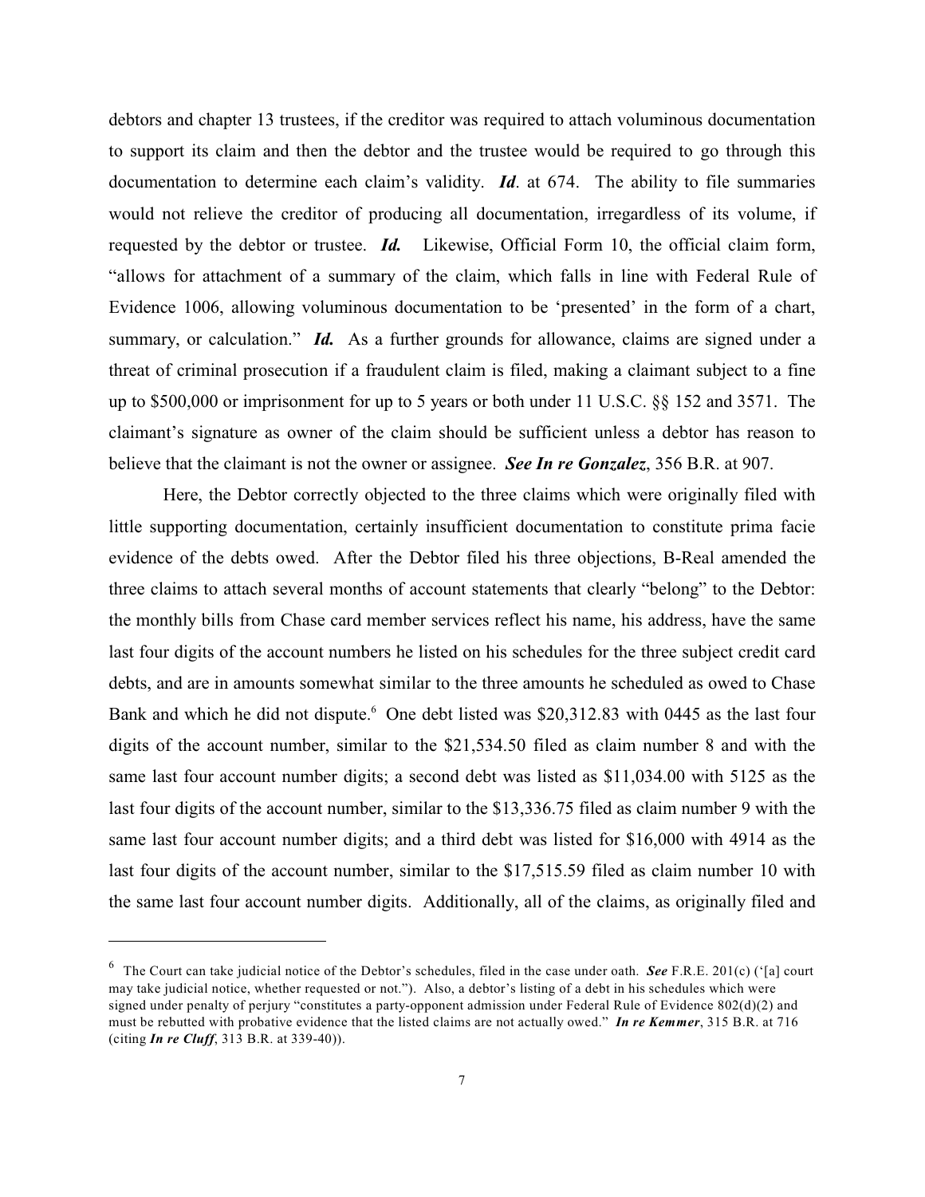debtors and chapter 13 trustees, if the creditor was required to attach voluminous documentation to support its claim and then the debtor and the trustee would be required to go through this documentation to determine each claim's validity. ***Id***. at 674. The ability to file summaries would not relieve the creditor of producing all documentation, irregardless of its volume, if requested by the debtor or trustee. ***Id.*** Likewise, Official Form 10, the official claim form, "allows for attachment of a summary of the claim, which falls in line with Federal Rule of Evidence 1006, allowing voluminous documentation to be 'presented' in the form of a chart, summary, or calculation." ***Id.*** As a further grounds for allowance, claims are signed under a threat of criminal prosecution if a fraudulent claim is filed, making a claimant subject to a fine up to $500,000 or imprisonment for up to 5 years or both under 11 U.S.C. §§ 152 and 3571. The claimant's signature as owner of the claim should be sufficient unless a debtor has reason to believe that the claimant is not the owner or assignee. ***See In re Gonzalez***, 356 B.R. at 907.

Here, the Debtor correctly objected to the three claims which were originally filed with little supporting documentation, certainly insufficient documentation to constitute prima facie evidence of the debts owed. After the Debtor filed his three objections, B-Real amended the three claims to attach several months of account statements that clearly "belong" to the Debtor: the monthly bills from Chase card member services reflect his name, his address, have the same last four digits of the account numbers he listed on his schedules for the three subject credit card debts, and are in amounts somewhat similar to the three amounts he scheduled as owed to Chase Bank and which he did not dispute.[6] One debt listed was $20,312.83 with 0445 as the last four digits of the account number, similar to the $21,534.50 filed as claim number 8 and with the same last four account number digits; a second debt was listed as $11,034.00 with 5125 as the last four digits of the account number, similar to the $13,336.75 filed as claim number 9 with the same last four account number digits; and a third debt was listed for $16,000 with 4914 as the last four digits of the account number, similar to the $17,515.59 filed as claim number 10 with the same last four account number digits. Additionally, all of the claims, as originally filed and

---

[6] The Court can take judicial notice of the Debtor's schedules, filed in the case under oath. ***See*** F.R.E. 201(c) ('[a] court may take judicial notice, whether requested or not."). Also, a debtor's listing of a debt in his schedules which were signed under penalty of perjury "constitutes a party-opponent admission under Federal Rule of Evidence 802(d)(2) and must be rebutted with probative evidence that the listed claims are not actually owed." ***In re Kemmer***, 315 B.R. at 716 (citing ***In re Cluff***, 313 B.R. at 339-40)).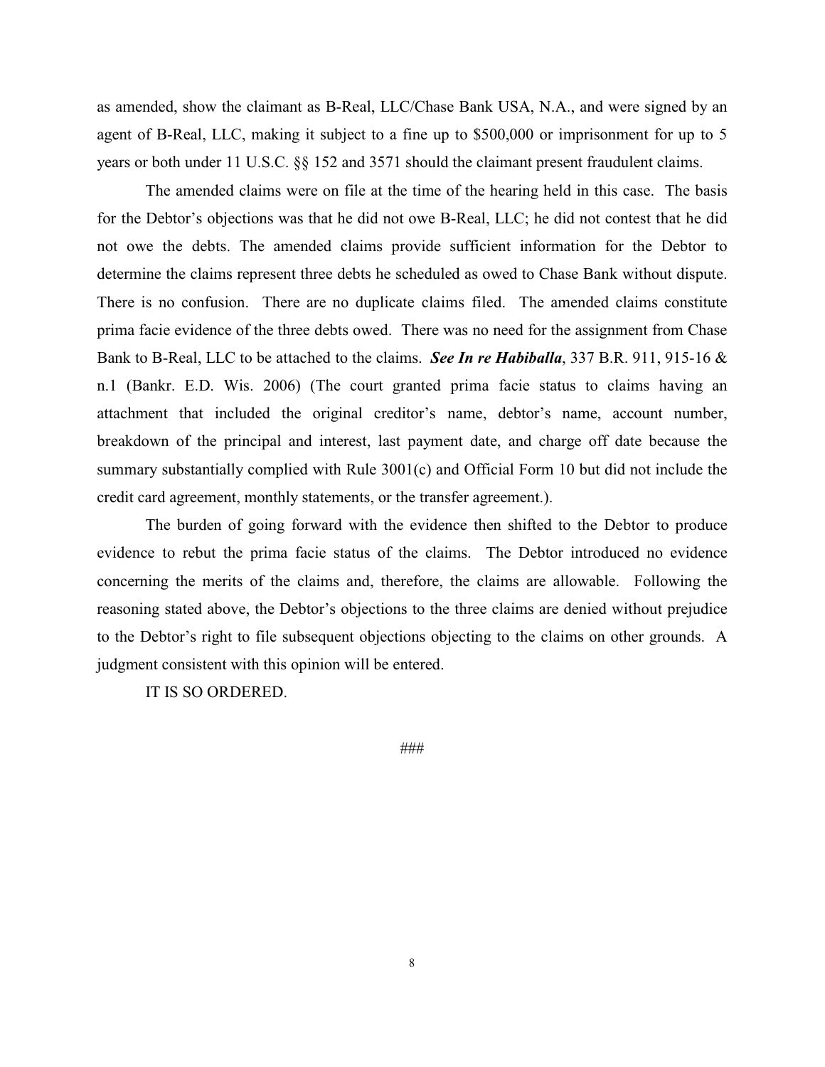as amended, show the claimant as B-Real, LLC/Chase Bank USA, N.A., and were signed by an agent of B-Real, LLC, making it subject to a fine up to $500,000 or imprisonment for up to 5 years or both under 11 U.S.C. §§ 152 and 3571 should the claimant present fraudulent claims.

The amended claims were on file at the time of the hearing held in this case. The basis for the Debtor's objections was that he did not owe B-Real, LLC; he did not contest that he did not owe the debts. The amended claims provide sufficient information for the Debtor to determine the claims represent three debts he scheduled as owed to Chase Bank without dispute. There is no confusion. There are no duplicate claims filed. The amended claims constitute prima facie evidence of the three debts owed. There was no need for the assignment from Chase Bank to B-Real, LLC to be attached to the claims. ***See In re Habiballa***, 337 B.R. 911, 915-16 & n.1 (Bankr. E.D. Wis. 2006) (The court granted prima facie status to claims having an attachment that included the original creditor's name, debtor's name, account number, breakdown of the principal and interest, last payment date, and charge off date because the summary substantially complied with Rule 3001(c) and Official Form 10 but did not include the credit card agreement, monthly statements, or the transfer agreement.).

The burden of going forward with the evidence then shifted to the Debtor to produce evidence to rebut the prima facie status of the claims. The Debtor introduced no evidence concerning the merits of the claims and, therefore, the claims are allowable. Following the reasoning stated above, the Debtor's objections to the three claims are denied without prejudice to the Debtor's right to file subsequent objections objecting to the claims on other grounds. A judgment consistent with this opinion will be entered.

IT IS SO ORDERED.

###